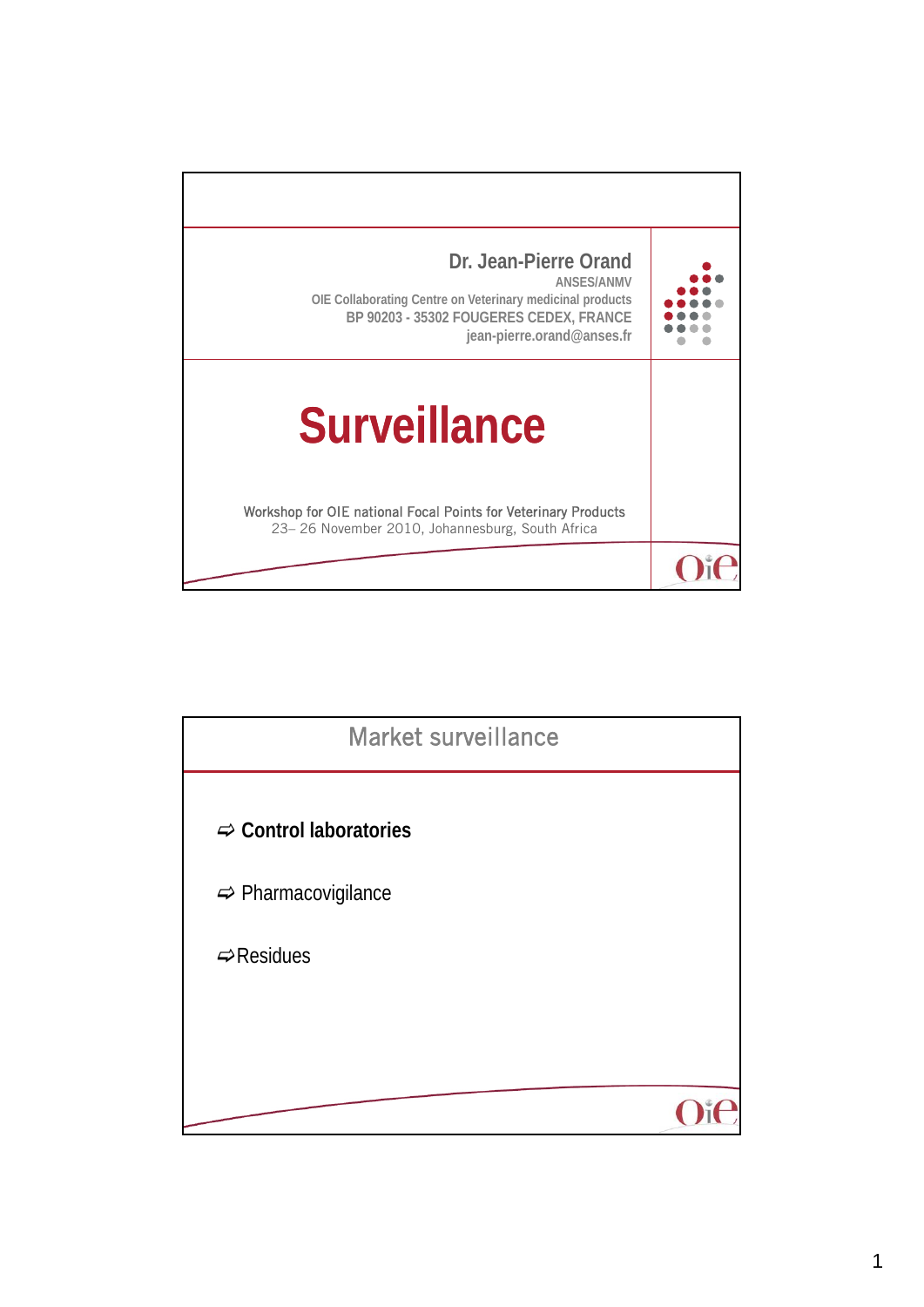Dr. Jean-Pierre Orand
ANSES/ANMV
OIE Collaborating Centre on Veterinary medicinal products
BP 90203 - 35302 FOUGERES CEDEX, FRANCE
jean-pierre.orand@anses.fr

# Surveillance

Workshop for OIE national Focal Points for Veterinary Products
23– 26 November 2010, Johannesburg, South Africa

## Market surveillance

- **Control laboratories**
- Pharmacovigilance
- Residues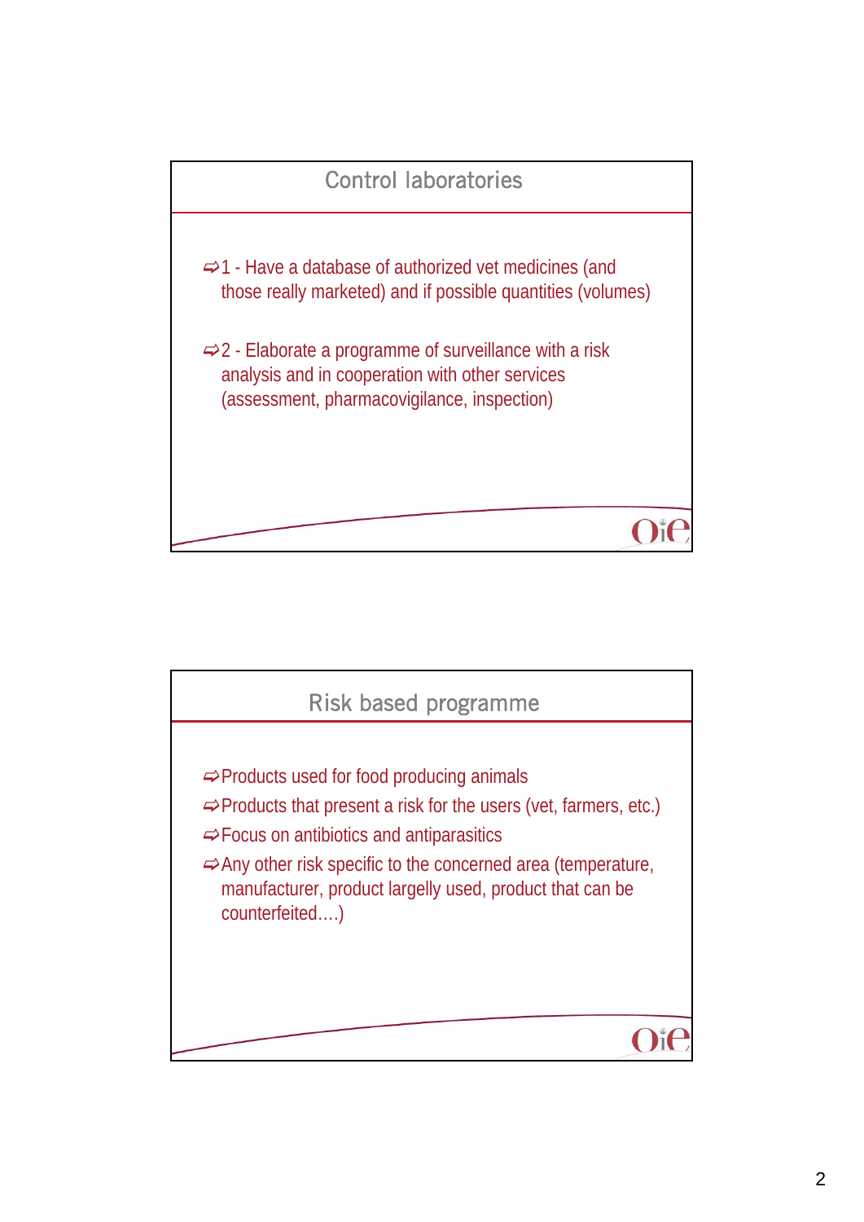## Control laboratories

- 1 - Have a database of authorized vet medicines (and those really marketed) and if possible quantities (volumes)

- 2 - Elaborate a programme of surveillance with a risk analysis and in cooperation with other services (assessment, pharmacovigilance, inspection)

## Risk based programme

- Products used for food producing animals
- Products that present a risk for the users (vet, farmers, etc.)
- Focus on antibiotics and antiparasitics
- Any other risk specific to the concerned area (temperature, manufacturer, product largelly used, product that can be counterfeited….)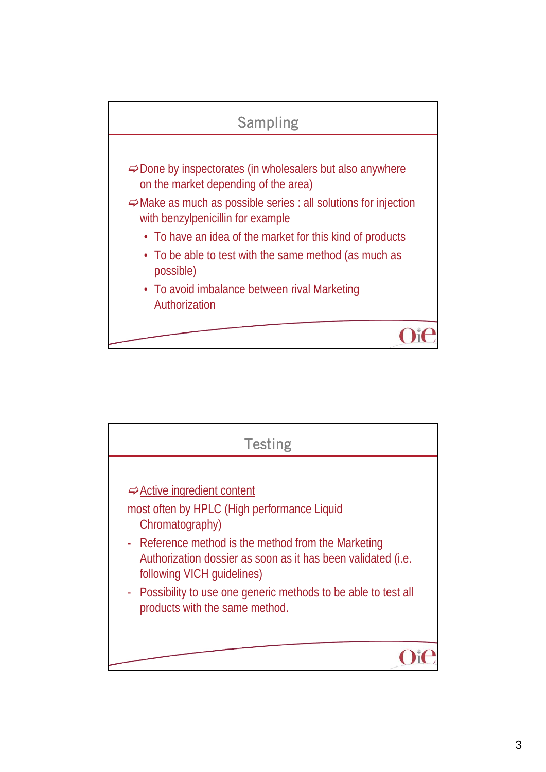## Sampling

- ⇨Done by inspectorates (in wholesalers but also anywhere on the market depending of the area)
- ⇨Make as much as possible series : all solutions for injection with benzylpenicillin for example
  - To have an idea of the market for this kind of products
  - To be able to test with the same method (as much as possible)
  - To avoid imbalance between rival Marketing Authorization

## Testing

⇨Active ingredient content

most often by HPLC (High performance Liquid Chromatography)

- Reference method is the method from the Marketing Authorization dossier as soon as it has been validated (i.e. following VICH guidelines)
- Possibility to use one generic methods to be able to test all products with the same method.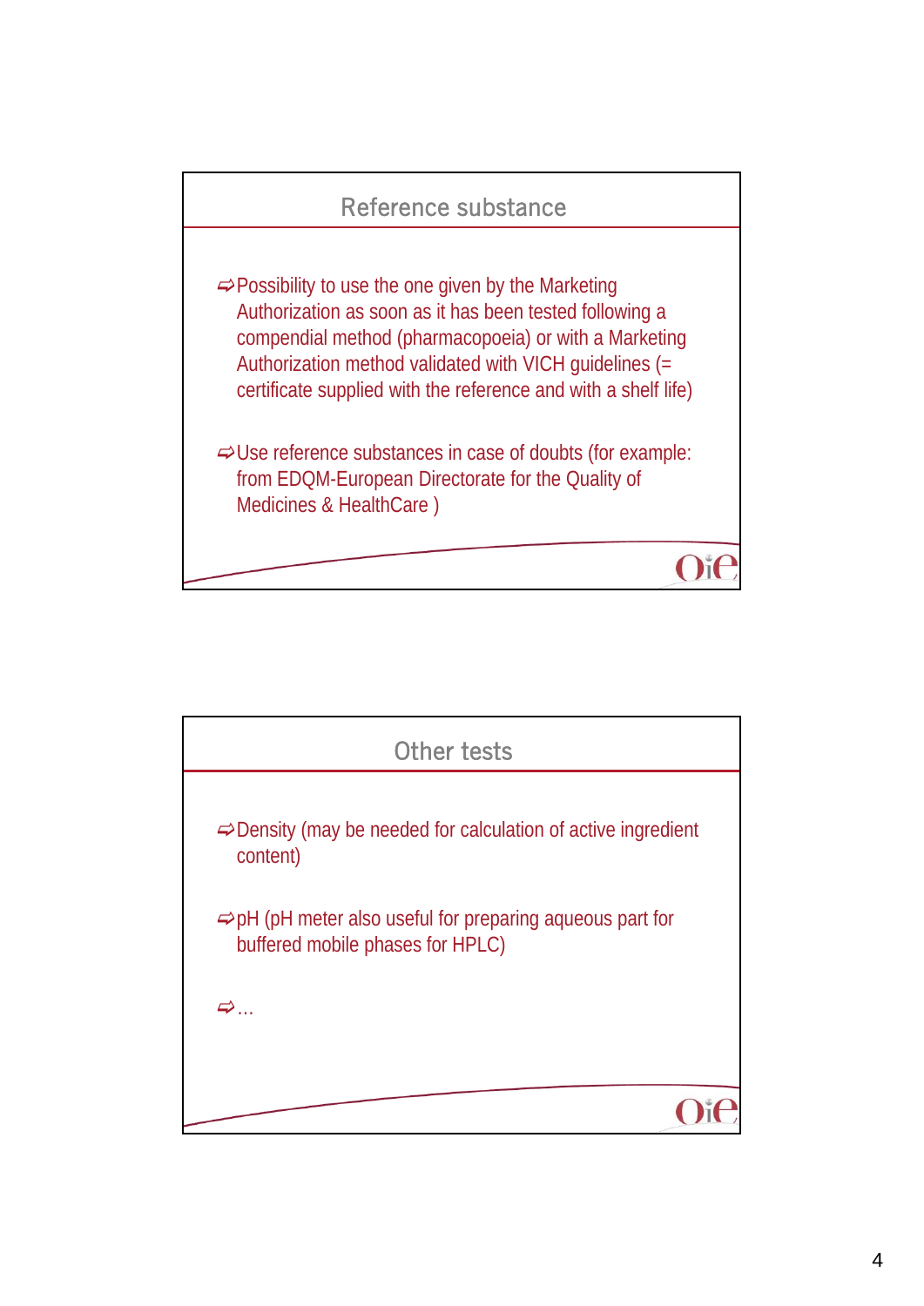## Reference substance

- Possibility to use the one given by the Marketing Authorization as soon as it has been tested following a compendial method (pharmacopoeia) or with a Marketing Authorization method validated with VICH guidelines (= certificate supplied with the reference and with a shelf life)

- Use reference substances in case of doubts (for example: from EDQM-European Directorate for the Quality of Medicines & HealthCare )

## Other tests

- Density (may be needed for calculation of active ingredient content)

- pH (pH meter also useful for preparing aqueous part for buffered mobile phases for HPLC)

- …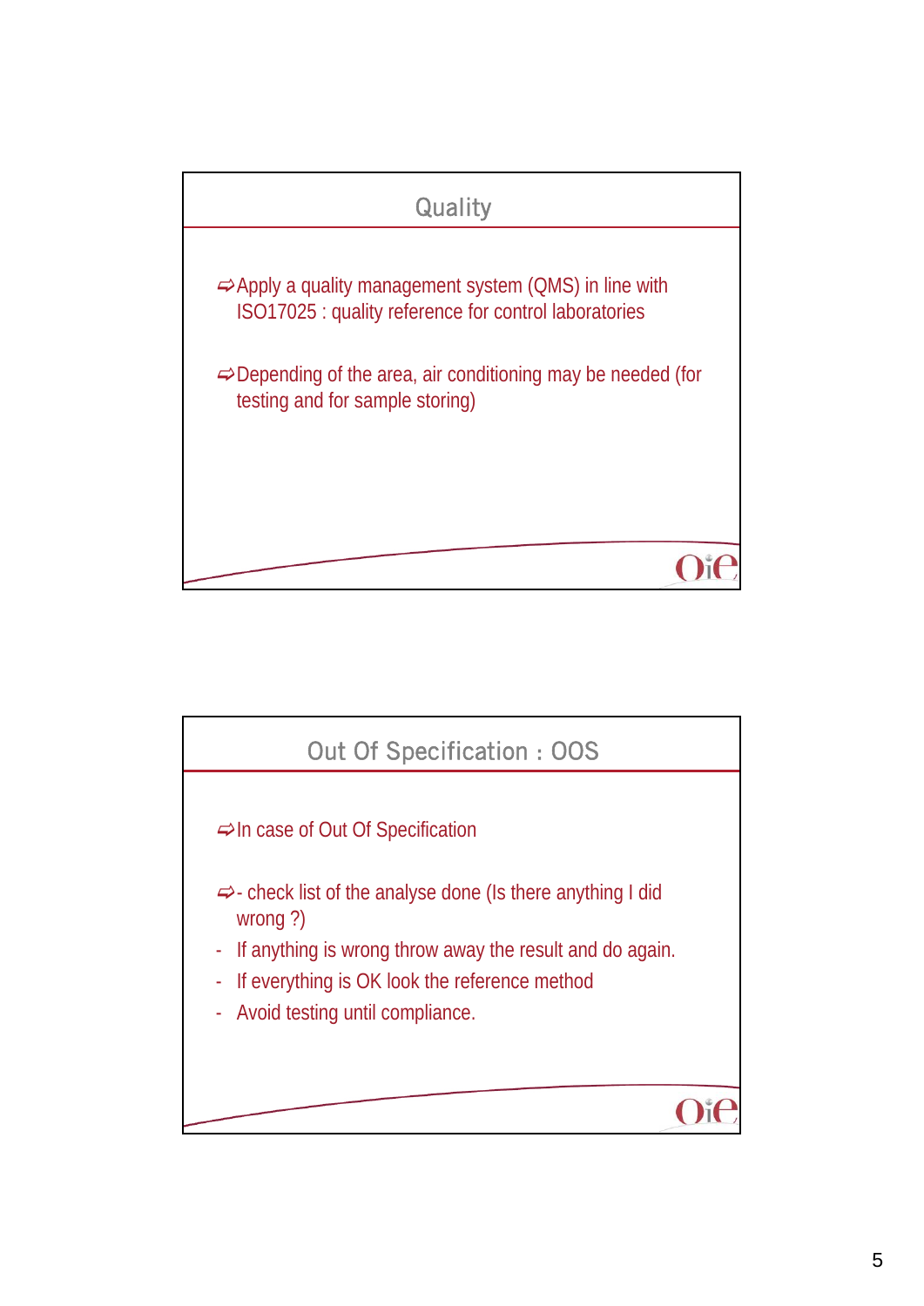## Quality

- Apply a quality management system (QMS) in line with ISO17025 : quality reference for control laboratories

- Depending of the area, air conditioning may be needed (for testing and for sample storing)

## Out Of Specification : OOS

- In case of Out Of Specification

- - check list of the analyse done (Is there anything I did wrong ?)
- If anything is wrong throw away the result and do again.
- If everything is OK look the reference method
- Avoid testing until compliance.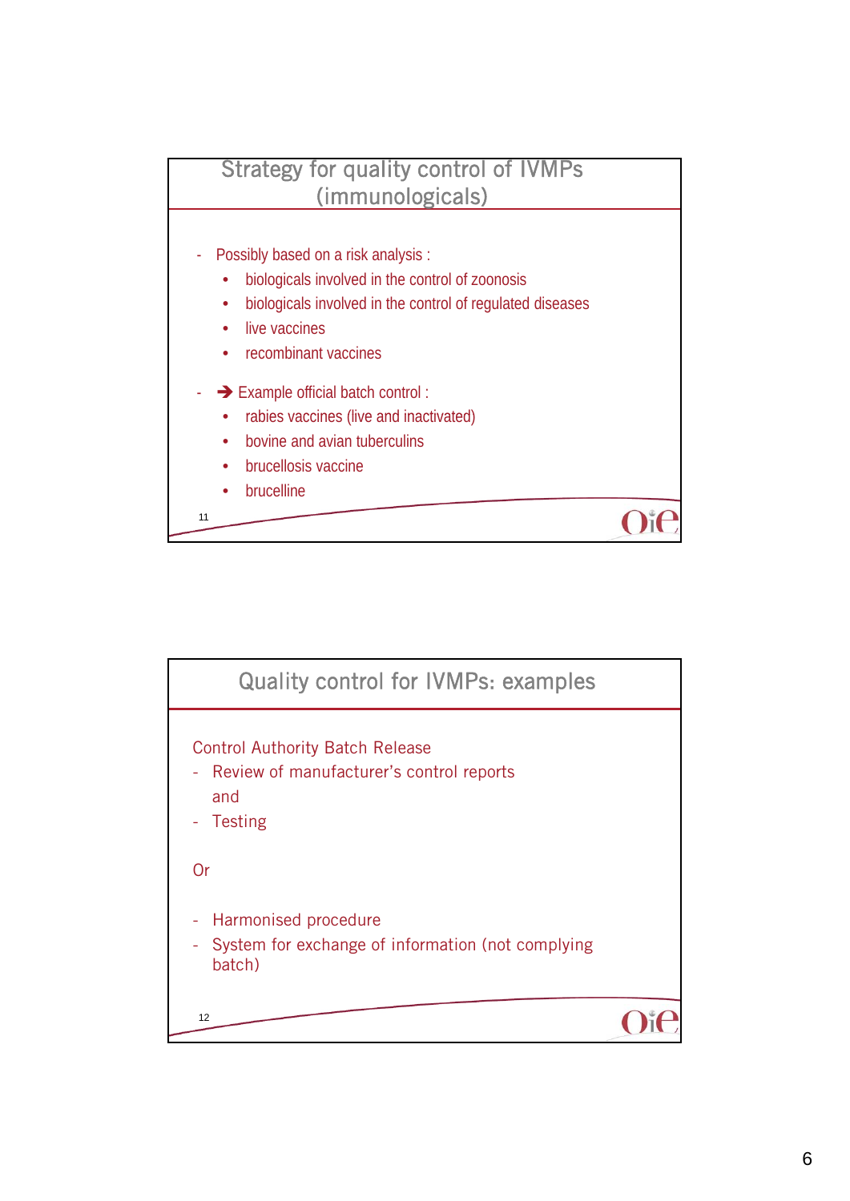## Strategy for quality control of IVMPs (immunologicals)

- Possibly based on a risk analysis :
  - biologicals involved in the control of zoonosis
  - biologicals involved in the control of regulated diseases
  - live vaccines
  - recombinant vaccines
- ➔ Example official batch control :
  - rabies vaccines (live and inactivated)
  - bovine and avian tuberculins
  - brucellosis vaccine
  - brucelline

## Quality control for IVMPs: examples

Control Authority Batch Release

- Review of manufacturer's control reports
  and
- Testing

Or

- Harmonised procedure
- System for exchange of information (not complying batch)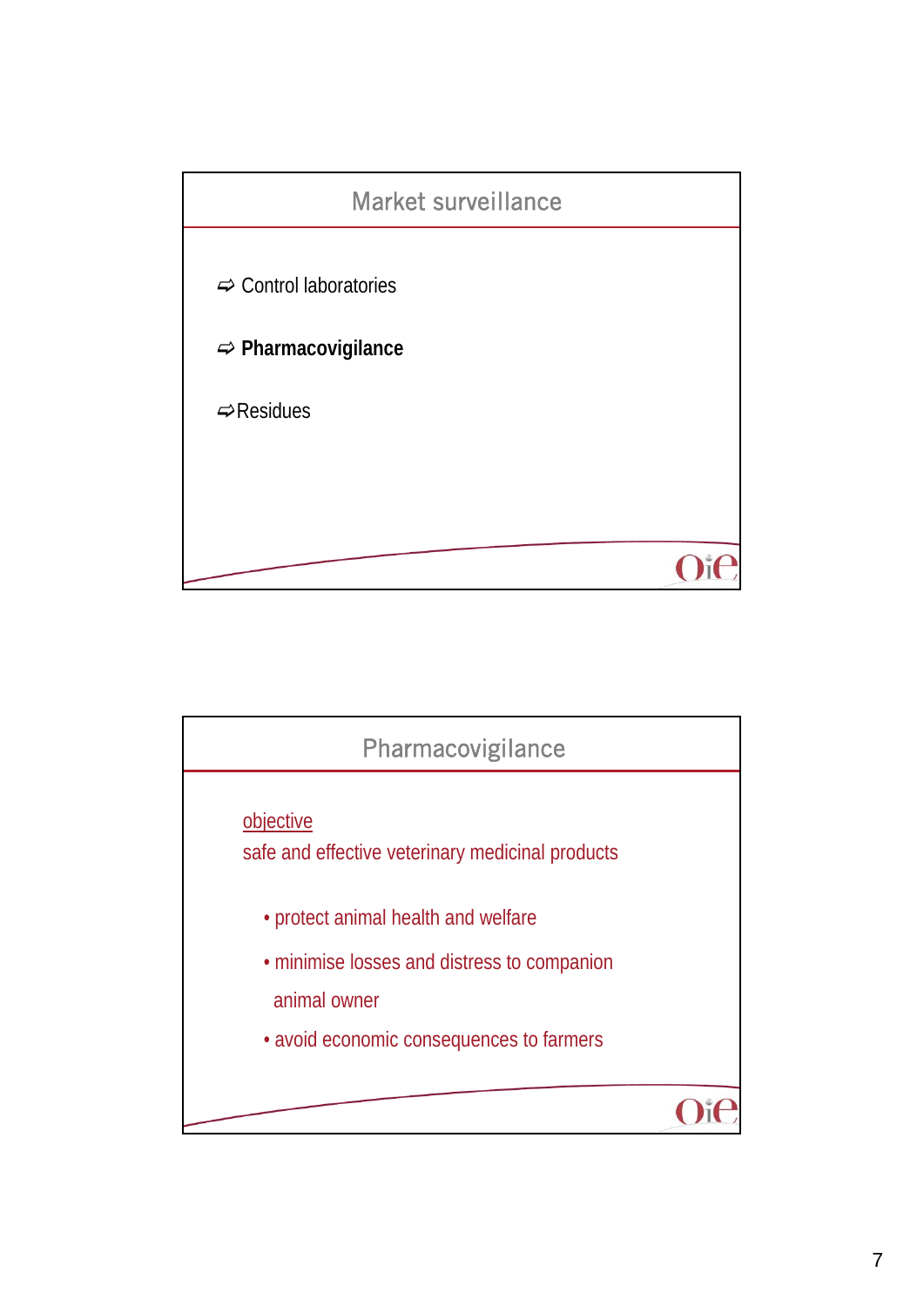## Market surveillance

- ⇨ Control laboratories
- ⇨ **Pharmacovigilance**
- ⇨ Residues

## Pharmacovigilance

objective

safe and effective veterinary medicinal products

- protect animal health and welfare
- minimise losses and distress to companion animal owner
- avoid economic consequences to farmers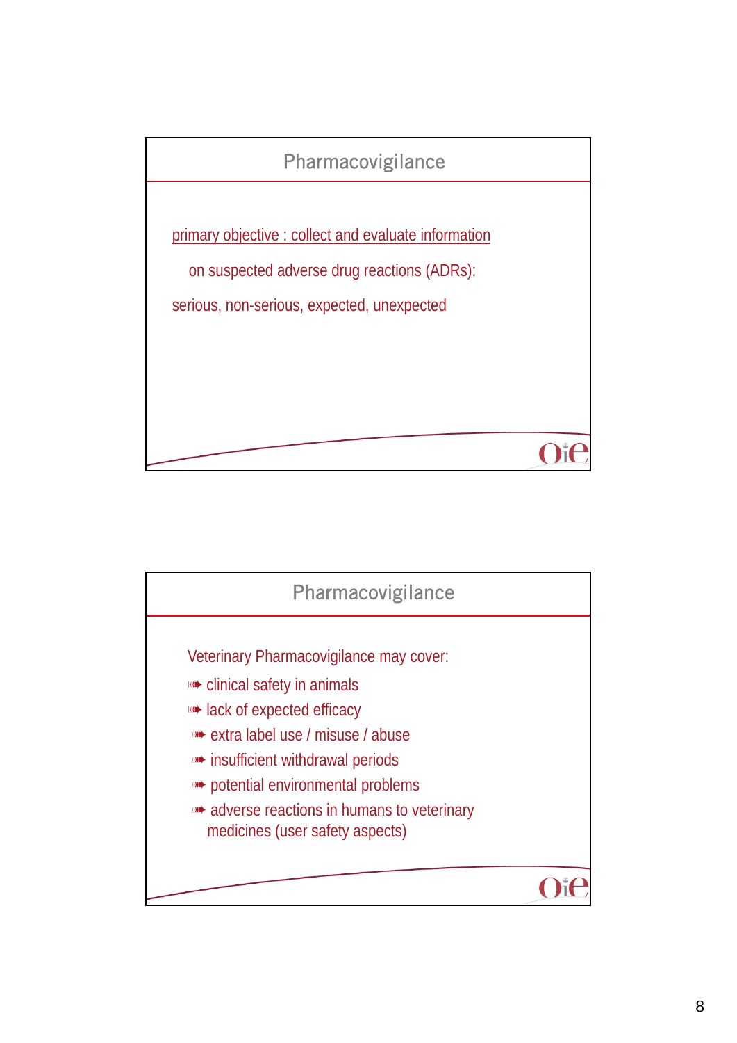## Pharmacovigilance

primary objective : collect and evaluate information

on suspected adverse drug reactions (ADRs):

serious, non-serious, expected, unexpected

## Pharmacovigilance

Veterinary Pharmacovigilance may cover:

- clinical safety in animals
- lack of expected efficacy
- extra label use / misuse / abuse
- insufficient withdrawal periods
- potential environmental problems
- adverse reactions in humans to veterinary medicines (user safety aspects)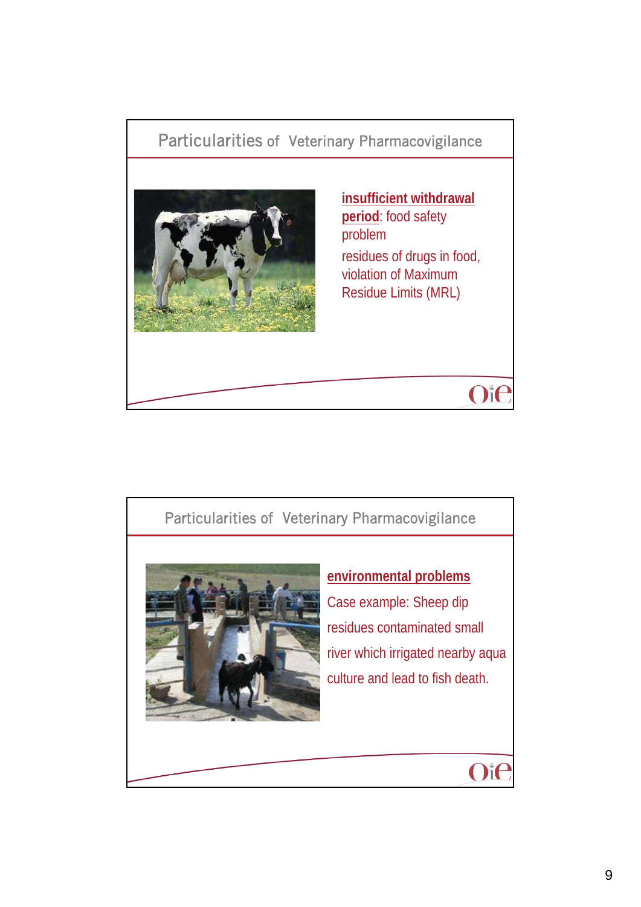## Particularities of Veterinary Pharmacovigilance

**insufficient withdrawal period**: food safety problem

residues of drugs in food, violation of Maximum Residue Limits (MRL)

## Particularities of Veterinary Pharmacovigilance

**environmental problems**

Case example: Sheep dip residues contaminated small river which irrigated nearby aqua culture and lead to fish death.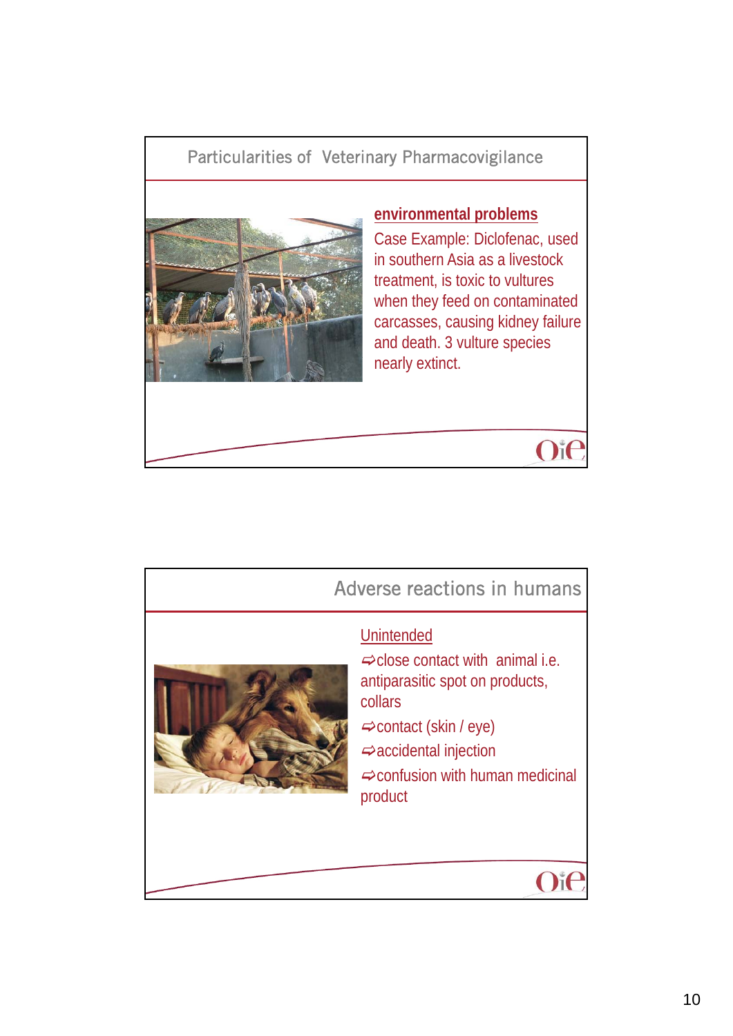## Particularities of Veterinary Pharmacovigilance

**environmental problems**

Case Example: Diclofenac, used in southern Asia as a livestock treatment, is toxic to vultures when they feed on contaminated carcasses, causing kidney failure and death. 3 vulture species nearly extinct.

## Adverse reactions in humans

Unintended

- ⇨close contact with animal i.e. antiparasitic spot on products, collars
- ⇨contact (skin / eye)
- ⇨accidental injection
- ⇨confusion with human medicinal product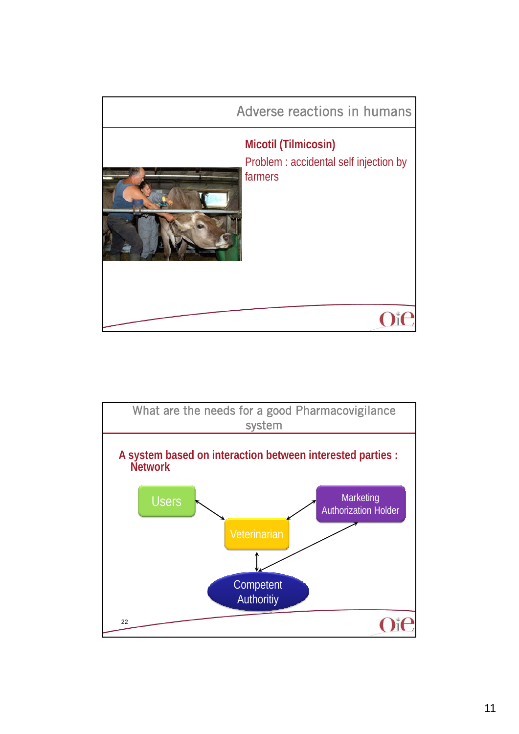## Adverse reactions in humans

**Micotil (Tilmicosin)**

Problem : accidental self injection by farmers

## What are the needs for a good Pharmacovigilance system

**A system based on interaction between interested parties : Network**

- Users
- Veterinarian
- Marketing Authorization Holder
- Competent Authoritiy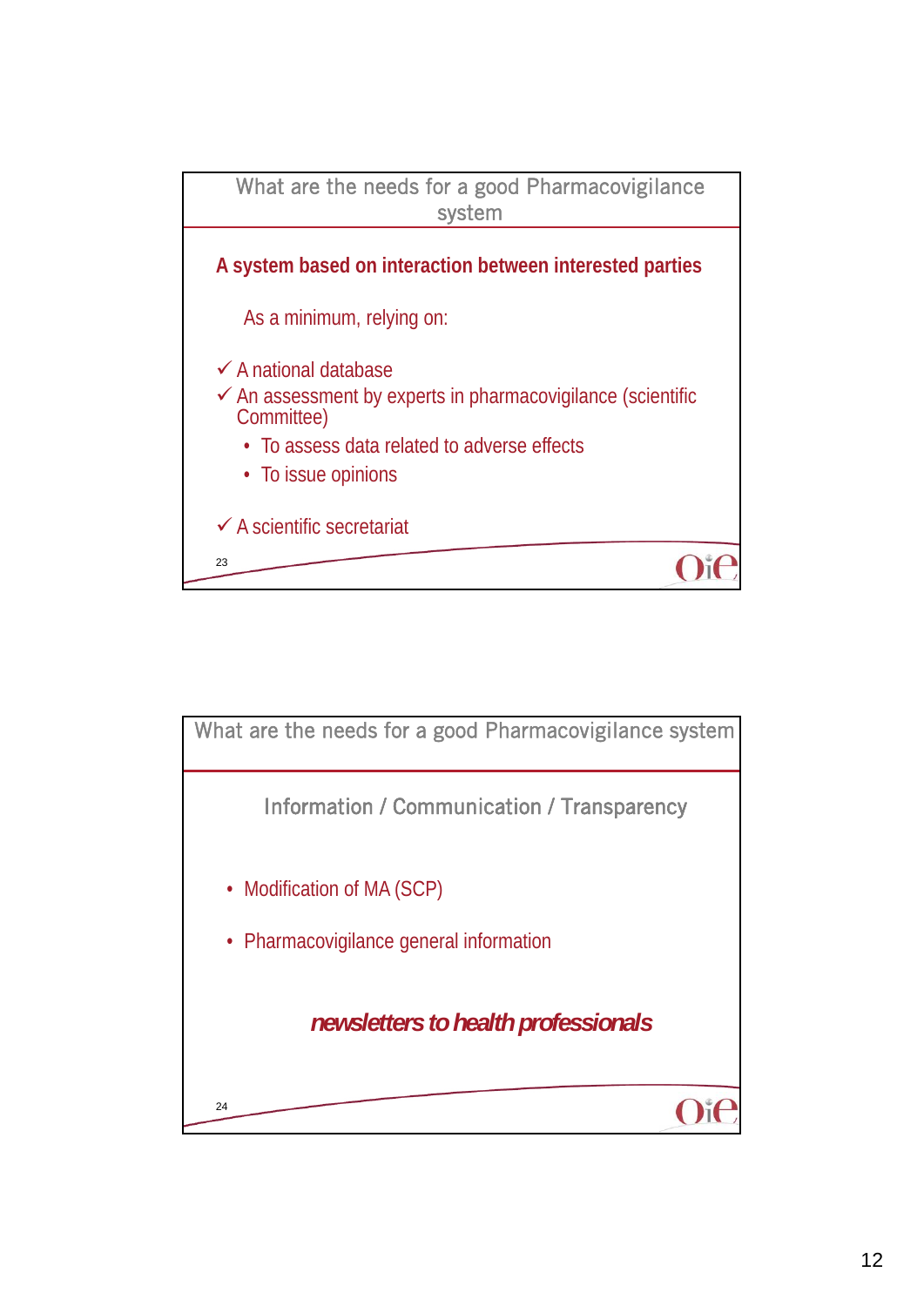## What are the needs for a good Pharmacovigilance system

**A system based on interaction between interested parties**

As a minimum, relying on:

- ✓ A national database
- ✓ An assessment by experts in pharmacovigilance (scientific Committee)
  - To assess data related to adverse effects
  - To issue opinions
- ✓ A scientific secretariat

## What are the needs for a good Pharmacovigilance system

Information / Communication / Transparency

- Modification of MA (SCP)
- Pharmacovigilance general information

***newsletters to health professionals***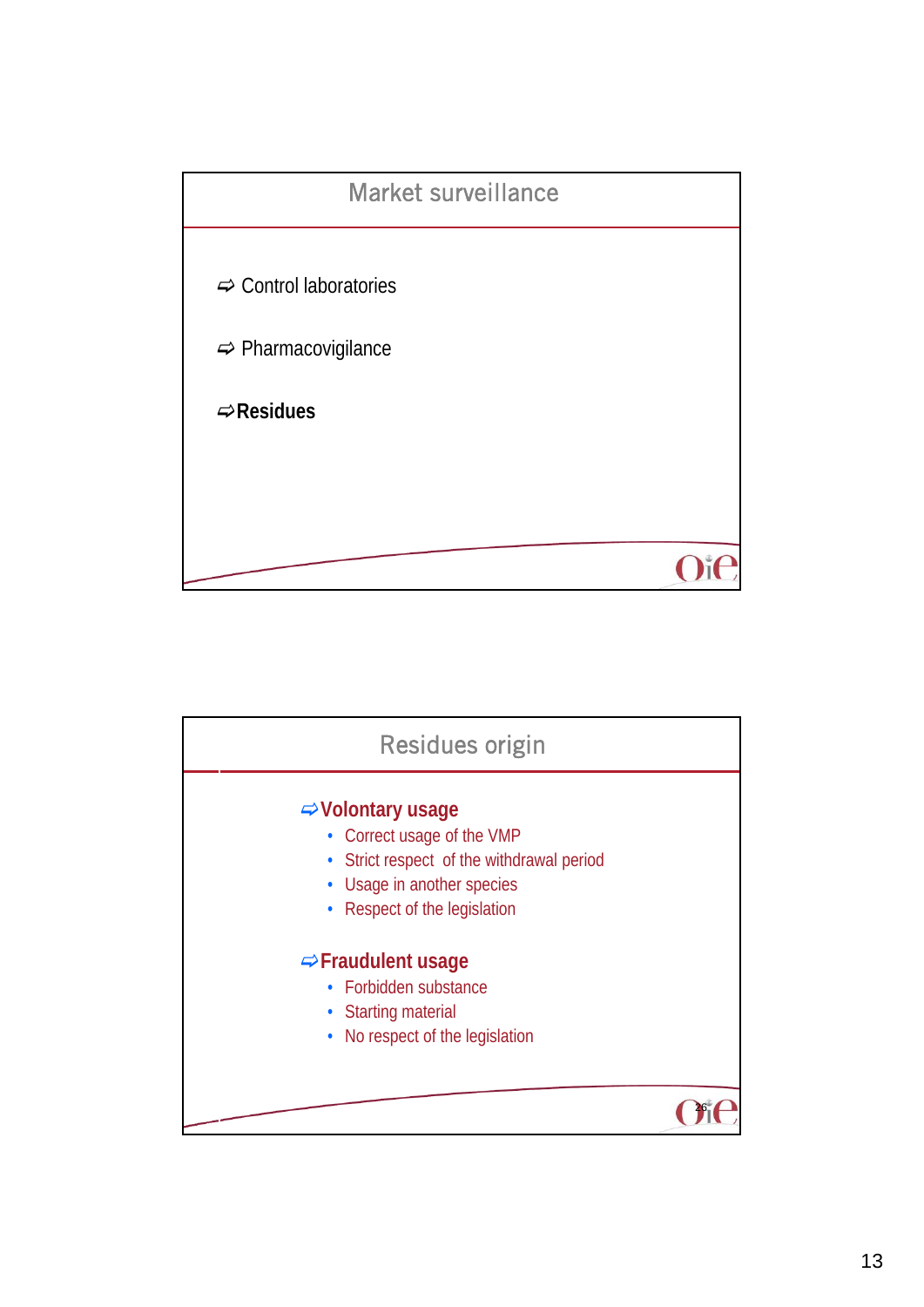## Market surveillance

- Control laboratories
- Pharmacovigilance
- **Residues**

## Residues origin

**Volontary usage**

- Correct usage of the VMP
- Strict respect of the withdrawal period
- Usage in another species
- Respect of the legislation

**Fraudulent usage**

- Forbidden substance
- Starting material
- No respect of the legislation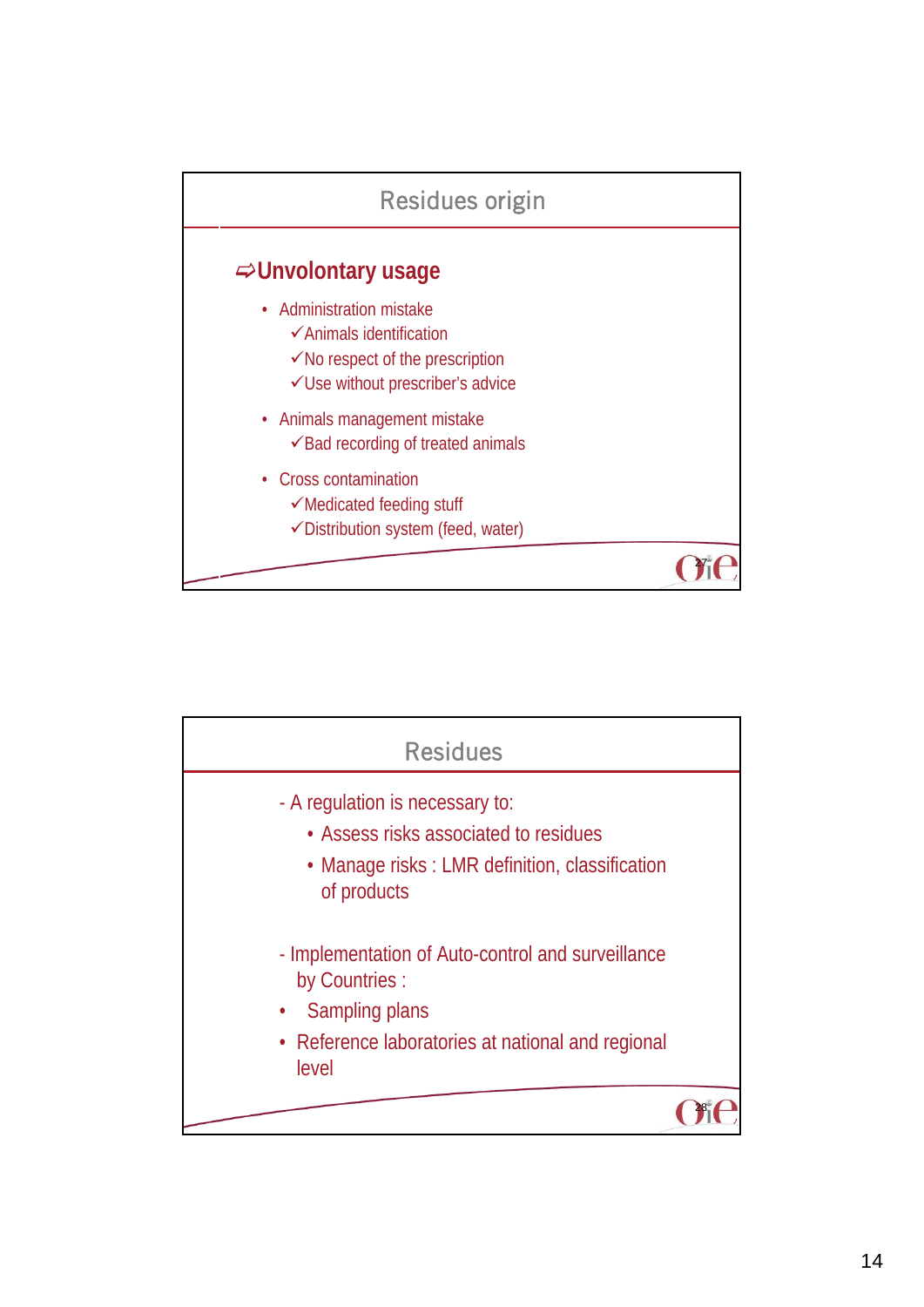## Residues origin

**⇨Unvolontary usage**

- Administration mistake
  - ✓Animals identification
  - ✓No respect of the prescription
  - ✓Use without prescriber's advice
- Animals management mistake
  - ✓Bad recording of treated animals
- Cross contamination
  - ✓Medicated feeding stuff
  - ✓Distribution system (feed, water)

## Residues

- A regulation is necessary to:
  - Assess risks associated to residues
  - Manage risks : LMR definition, classification of products

- Implementation of Auto-control and surveillance by Countries :
  - Sampling plans
  - Reference laboratories at national and regional level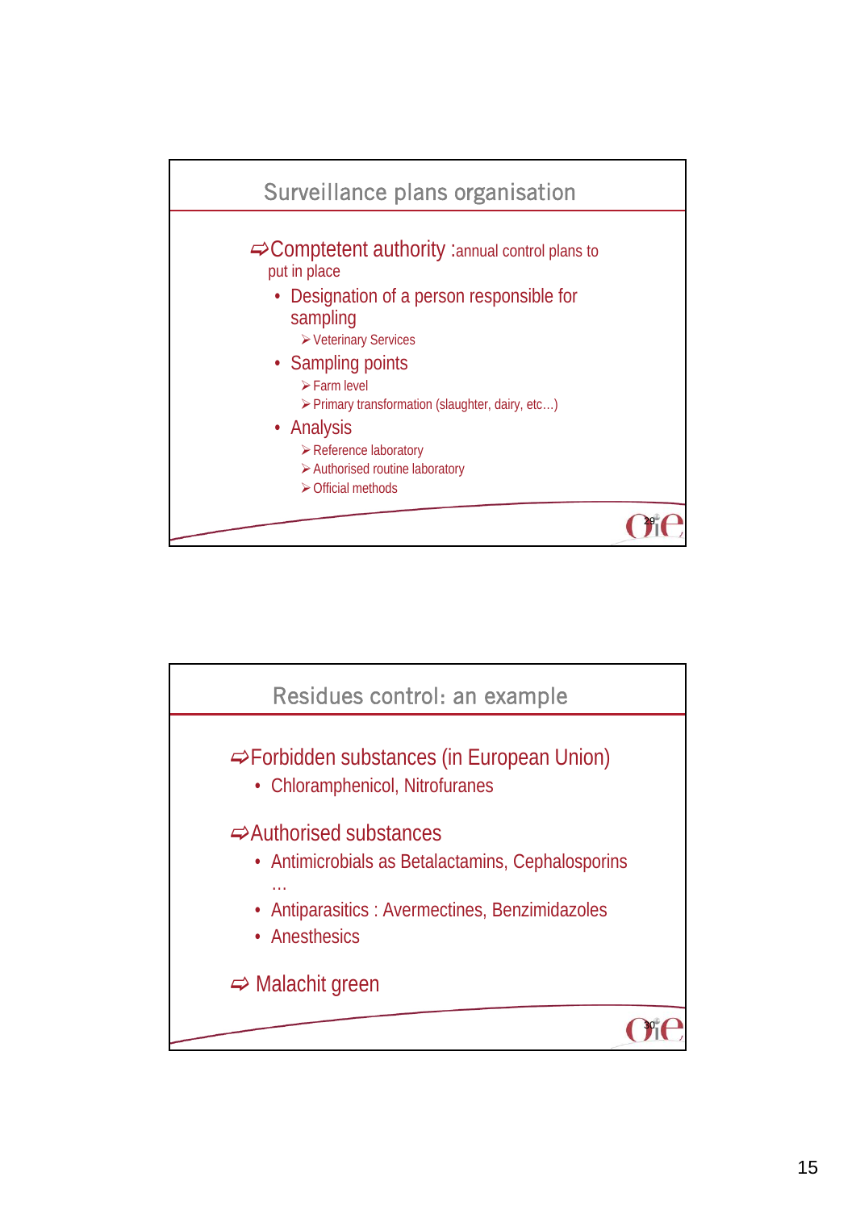## Surveillance plans organisation

⇨Comptetent authority :annual control plans to put in place

- Designation of a person responsible for sampling
  - Veterinary Services
- Sampling points
  - Farm level
  - Primary transformation (slaughter, dairy, etc…)
- Analysis
  - Reference laboratory
  - Authorised routine laboratory
  - Official methods

## Residues control: an example

⇨Forbidden substances (in European Union)

- Chloramphenicol, Nitrofuranes

⇨Authorised substances

- Antimicrobials as Betalactamins, Cephalosporins …
- Antiparasitics : Avermectines, Benzimidazoles
- Anesthesics

⇨ Malachit green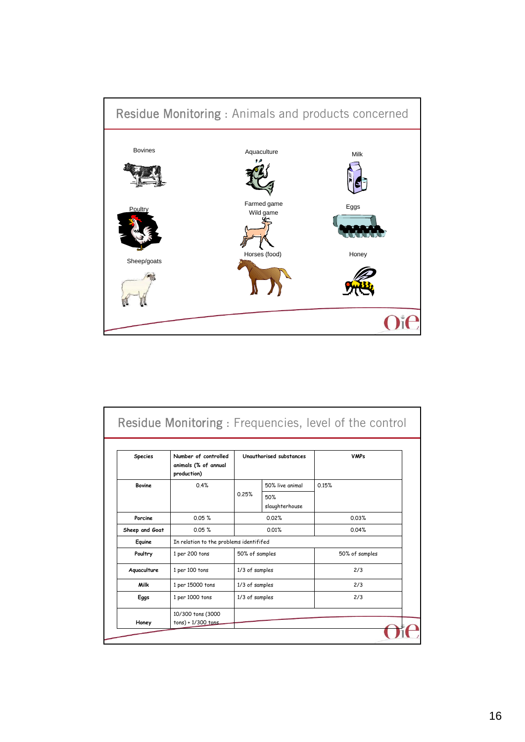## Residue Monitoring : Animals and products concerned

Bovines

Poultry

Sheep/goats

Aquaculture

Farmed game
Wild game

Horses (food)

Milk

Eggs

Honey

## Residue Monitoring : Frequencies, level of the control

| Species | Number of controlled animals (% of annual production) | Unauthorised substances | | VMPs |
|---|---|---|---|---|
| Bovine | 0.4% | 0.25% | 50% live animal | 0.15% |
| | | | 50% slaughterhouse | |
| Porcine | 0.05 % | 0.02% | | 0.03% |
| Sheep and Goat | 0.05 % | 0.01% | | 0.04% |
| Equine | In relation to the problems identifed | | | |
| Poultry | 1 per 200 tons | 50% of samples | | 50% of samples |
| Aquaculture | 1 per 100 tons | 1/3 of samples | | 2/3 |
| Milk | 1 per 15000 tons | 1/3 of samples | | 2/3 |
| Eggs | 1 per 1000 tons | 1/3 of samples | | 2/3 |
| Honey | 10/300 tons (3000 tons) + 1/300 tons | | | |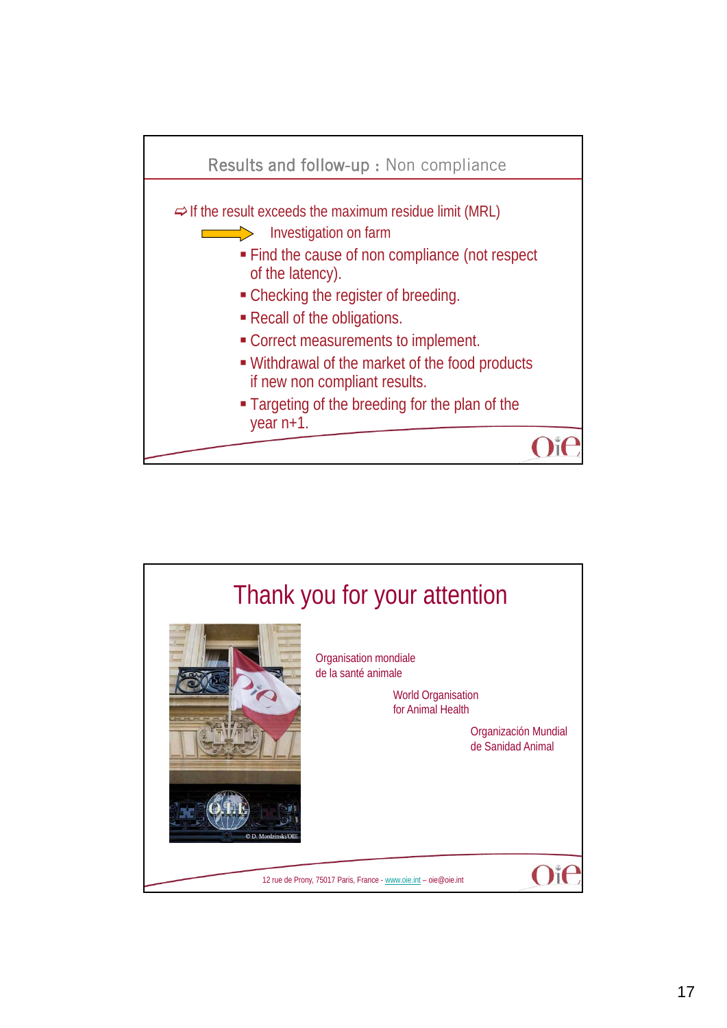## Results and follow-up : Non compliance

⇨ If the result exceeds the maximum residue limit (MRL)

➡ Investigation on farm

- Find the cause of non compliance (not respect of the latency).
- Checking the register of breeding.
- Recall of the obligations.
- Correct measurements to implement.
- Withdrawal of the market of the food products if new non compliant results.
- Targeting of the breeding for the plan of the year n+1.

## Thank you for your attention

© D. Mordzinski/OIE

Organisation mondiale de la santé animale

World Organisation for Animal Health

Organización Mundial de Sanidad Animal

12 rue de Prony, 75017 Paris, France - www.oie.int – oie@oie.int